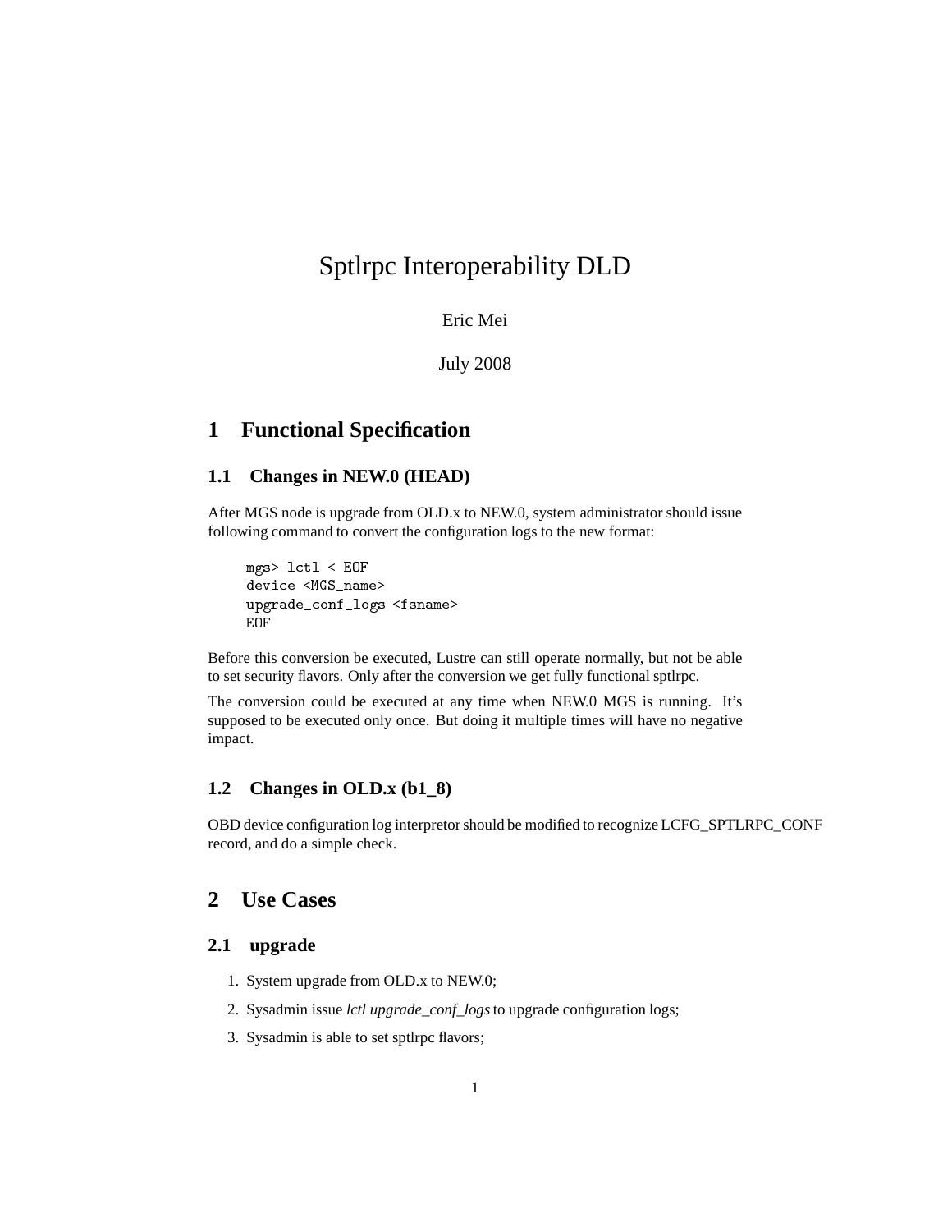# Sptlrpc Interoperability DLD

Eric Mei

July 2008

## 1 Functional Specification

### 1.1 Changes in NEW.0 (HEAD)

After MGS node is upgrade from OLD.x to NEW.0, system administrator should issue following command to convert the configuration logs to the new format:

```
mgs> lctl < EOF
device <MGS_name>
upgrade_conf_logs <fsname>
EOF
```

Before this conversion be executed, Lustre can still operate normally, but not be able to set security flavors. Only after the conversion we get fully functional sptlrpc.

The conversion could be executed at any time when NEW.0 MGS is running. It's supposed to be executed only once. But doing it multiple times will have no negative impact.

### 1.2 Changes in OLD.x (b1_8)

OBD device configuration log interpretor should be modified to recognize LCFG_SPTLRPC_CONF record, and do a simple check.

## 2 Use Cases

### 2.1 upgrade

1. System upgrade from OLD.x to NEW.0;
2. Sysadmin issue *lctl upgrade_conf_logs* to upgrade configuration logs;
3. Sysadmin is able to set sptlrpc flavors;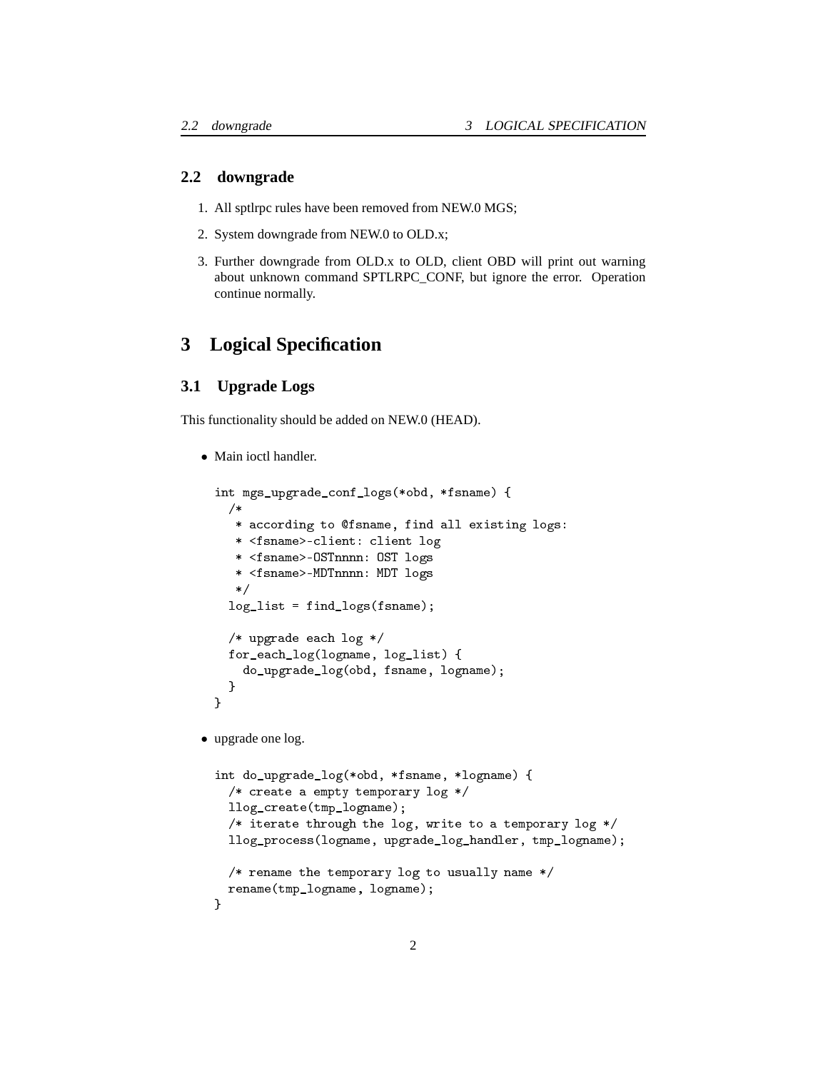## 2.2 downgrade

1. All sptlrpc rules have been removed from NEW.0 MGS;
2. System downgrade from NEW.0 to OLD.x;
3. Further downgrade from OLD.x to OLD, client OBD will print out warning about unknown command SPTLRPC_CONF, but ignore the error. Operation continue normally.

# 3 Logical Specification

## 3.1 Upgrade Logs

This functionality should be added on NEW.0 (HEAD).

- Main ioctl handler.

```
int mgs_upgrade_conf_logs(*obd, *fsname) {
  /*
   * according to @fsname, find all existing logs:
   * <fsname>-client: client log
   * <fsname>-OSTnnnn: OST logs
   * <fsname>-MDTnnnn: MDT logs
   */
  log_list = find_logs(fsname);

  /* upgrade each log */
  for_each_log(logname, log_list) {
    do_upgrade_log(obd, fsname, logname);
  }
}
```

- upgrade one log.

```
int do_upgrade_log(*obd, *fsname, *logname) {
  /* create a empty temporary log */
  llog_create(tmp_logname);
  /* iterate through the log, write to a temporary log */
  llog_process(logname, upgrade_log_handler, tmp_logname);

  /* rename the temporary log to usually name */
  rename(tmp_logname, logname);
}
```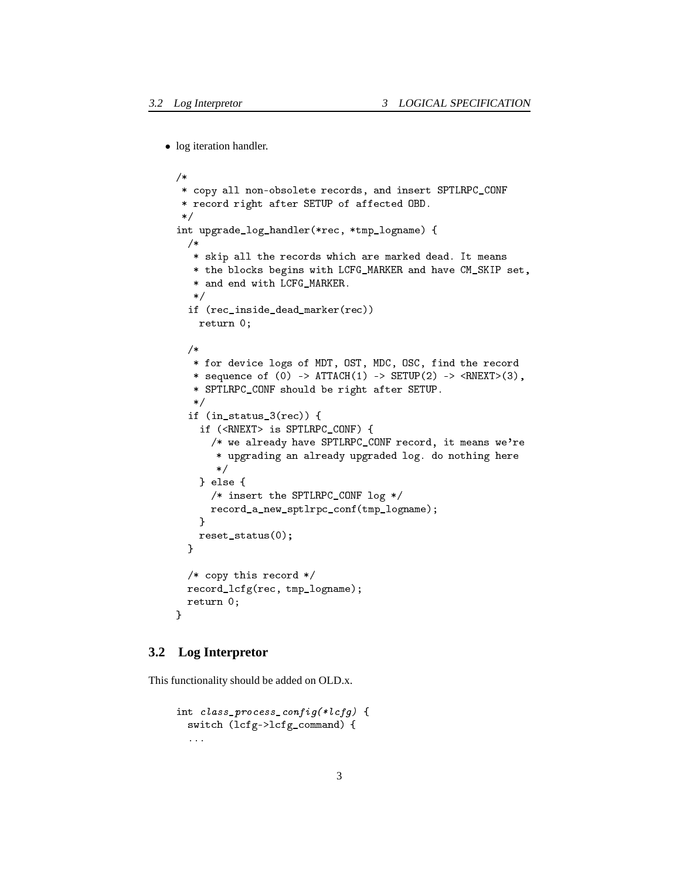- log iteration handler.

```
/*
 * copy all non-obsolete records, and insert SPTLRPC_CONF
 * record right after SETUP of affected OBD.
 */
int upgrade_log_handler(*rec, *tmp_logname) {
  /*
   * skip all the records which are marked dead. It means
   * the blocks begins with LCFG_MARKER and have CM_SKIP set,
   * and end with LCFG_MARKER.
   */
  if (rec_inside_dead_marker(rec))
    return 0;

  /*
   * for device logs of MDT, OST, MDC, OSC, find the record
   * sequence of (0) -> ATTACH(1) -> SETUP(2) -> <RNEXT>(3),
   * SPTLRPC_CONF should be right after SETUP.
   */
  if (in_status_3(rec)) {
    if (<RNEXT> is SPTLRPC_CONF) {
      /* we already have SPTLRPC_CONF record, it means we're
       * upgrading an already upgraded log. do nothing here
       */
    } else {
      /* insert the SPTLRPC_CONF log */
      record_a_new_sptlrpc_conf(tmp_logname);
    }
    reset_status(0);
  }

  /* copy this record */
  record_lcfg(rec, tmp_logname);
  return 0;
}
```

## 3.2 Log Interpretor

This functionality should be added on OLD.x.

```
int class_process_config(*lcfg) {
  switch (lcfg->lcfg_command) {
  ...
```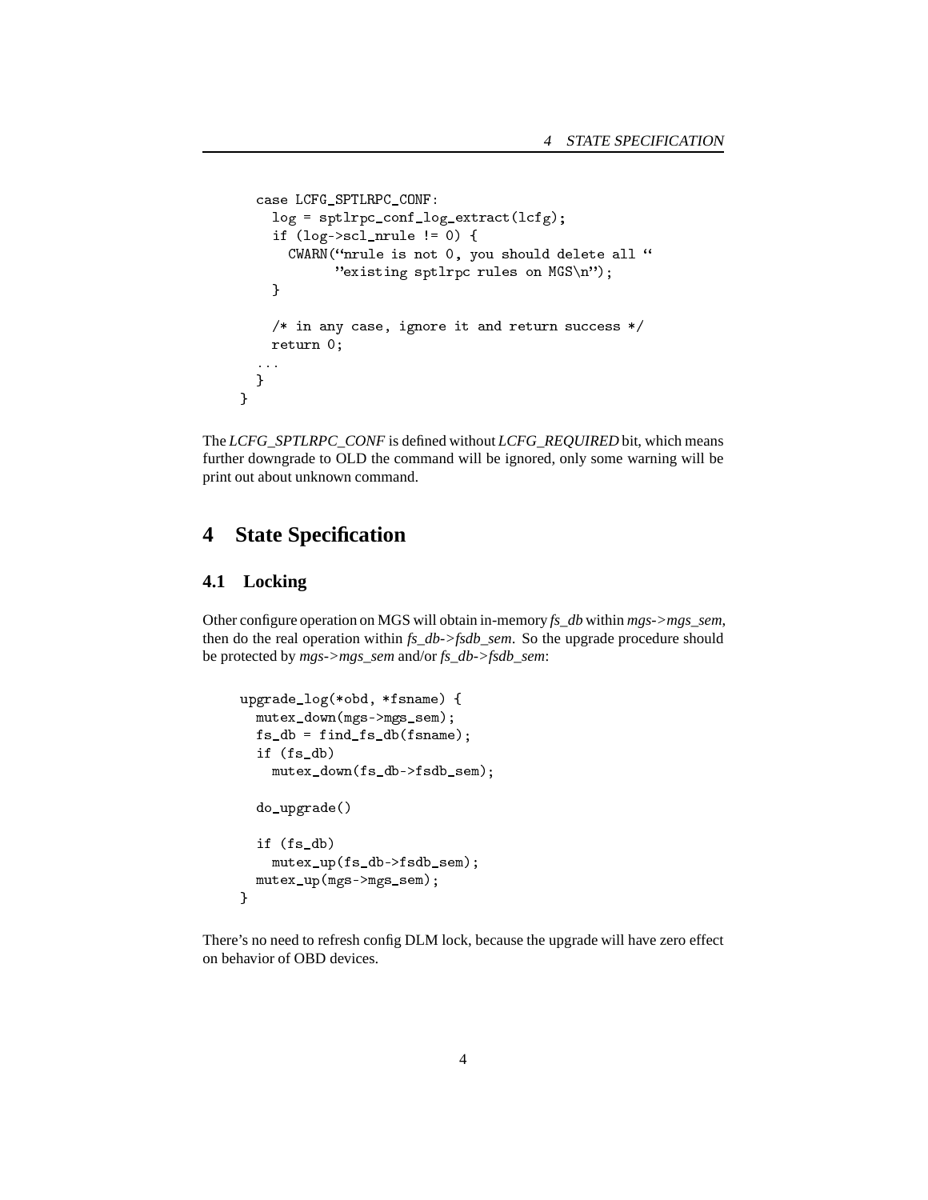```
    case LCFG_SPTLRPC_CONF:
      log = sptlrpc_conf_log_extract(lcfg);
      if (log->scl_nrule != 0) {
        CWARN("nrule is not 0, you should delete all "
              "existing sptlrpc rules on MGS\n");
      }

      /* in any case, ignore it and return success */
      return 0;
   ...
  }
}
```

The *LCFG_SPTLRPC_CONF* is defined without *LCFG_REQUIRED* bit, which means further downgrade to OLD the command will be ignored, only some warning will be print out about unknown command.

# 4 State Specification

## 4.1 Locking

Other configure operation on MGS will obtain in-memory *fs_db* within *mgs->mgs_sem*, then do the real operation within *fs_db->fsdb_sem*. So the upgrade procedure should be protected by *mgs->mgs_sem* and/or *fs_db->fsdb_sem*:

```
upgrade_log(*obd, *fsname) {
  mutex_down(mgs->mgs_sem);
  fs_db = find_fs_db(fsname);
  if (fs_db)
    mutex_down(fs_db->fsdb_sem);

  do_upgrade()

  if (fs_db)
    mutex_up(fs_db->fsdb_sem);
  mutex_up(mgs->mgs_sem);
}
```

There's no need to refresh config DLM lock, because the upgrade will have zero effect on behavior of OBD devices.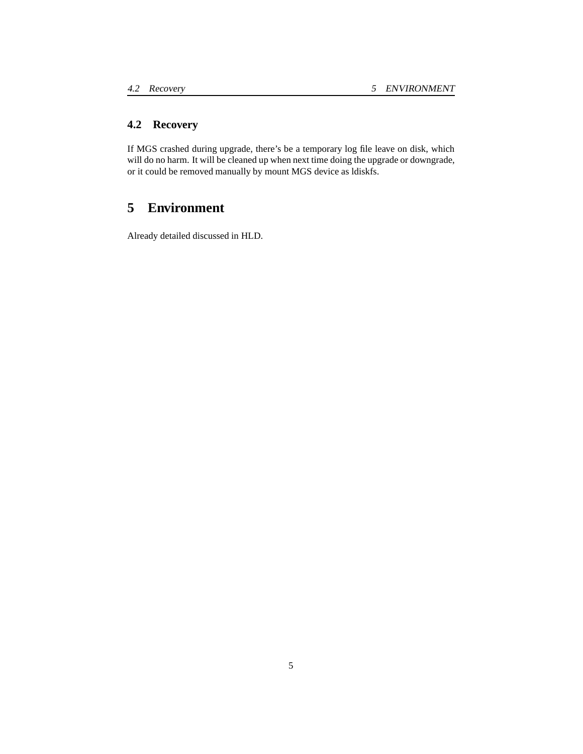### 4.2 Recovery

If MGS crashed during upgrade, there's be a temporary log file leave on disk, which will do no harm. It will be cleaned up when next time doing the upgrade or downgrade, or it could be removed manually by mount MGS device as ldiskfs.

## 5 Environment

Already detailed discussed in HLD.